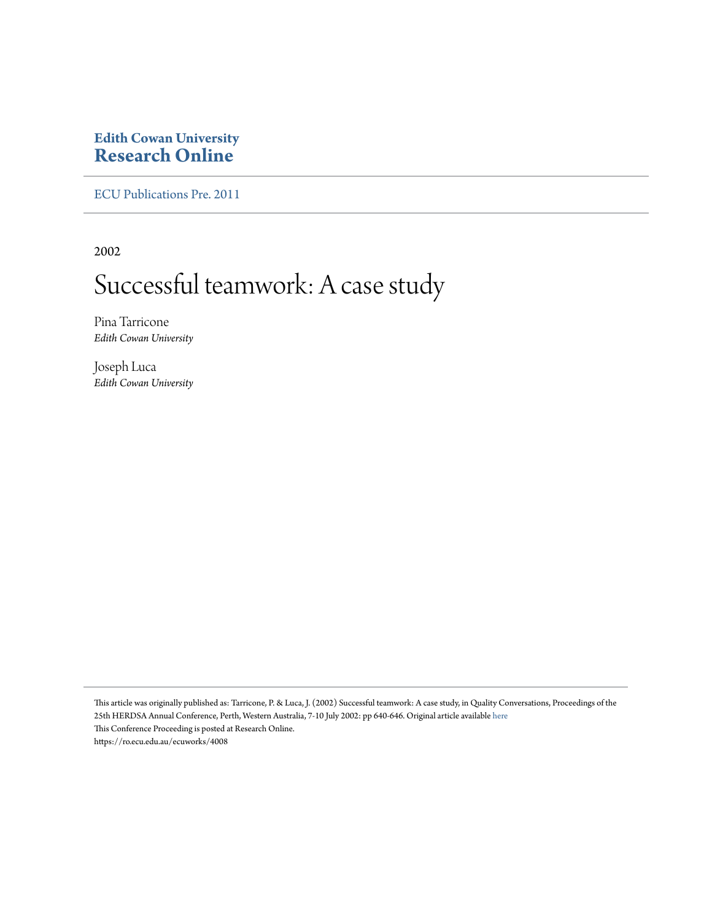**Edith Cowan University**
**Research Online**

ECU Publications Pre. 2011

2002

# Successful teamwork: A case study

Pina Tarricone
*Edith Cowan University*

Joseph Luca
*Edith Cowan University*

This article was originally published as: Tarricone, P. & Luca, J. (2002) Successful teamwork: A case study, in Quality Conversations, Proceedings of the 25th HERDSA Annual Conference, Perth, Western Australia, 7-10 July 2002: pp 640-646. Original article available here
This Conference Proceeding is posted at Research Online.
https://ro.ecu.edu.au/ecuworks/4008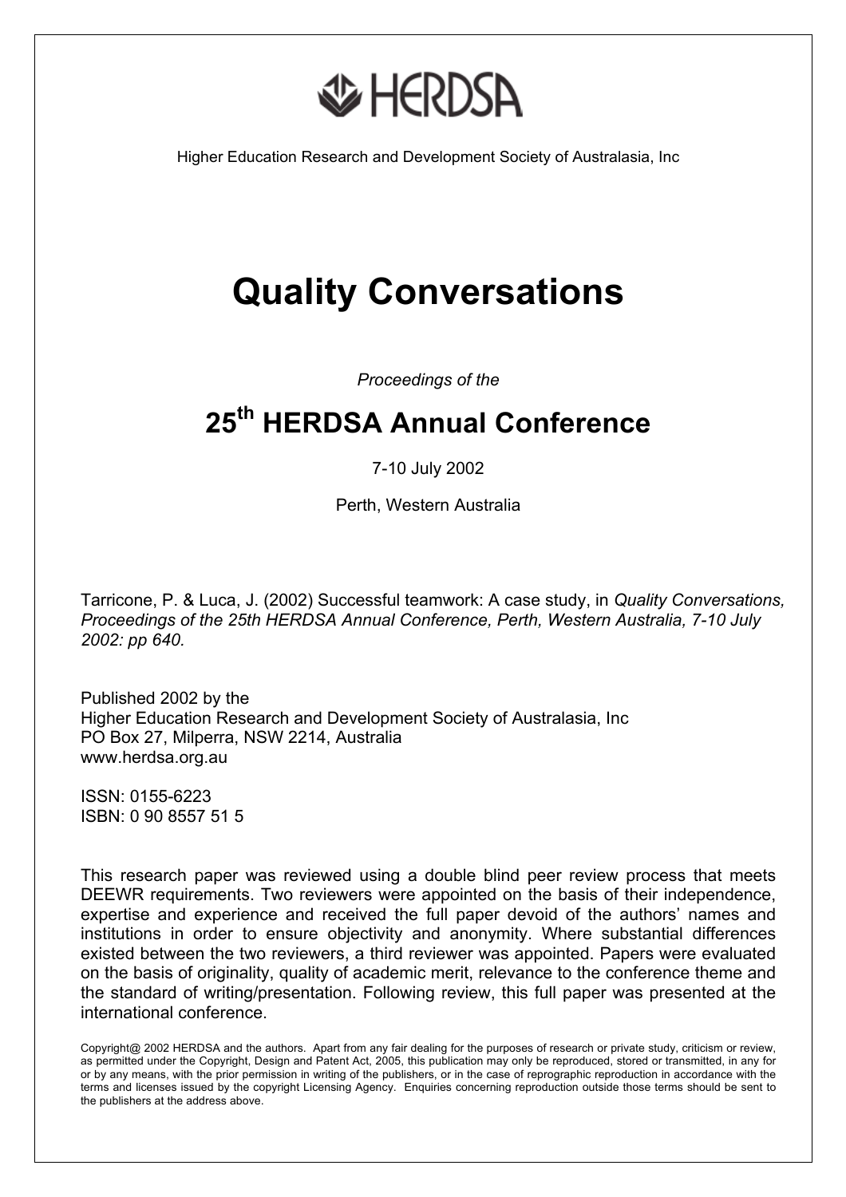# HERDSA

Higher Education Research and Development Society of Australasia, Inc

# Quality Conversations

*Proceedings of the*

## 25th HERDSA Annual Conference

7-10 July 2002

Perth, Western Australia

Tarricone, P. & Luca, J. (2002) Successful teamwork: A case study, in *Quality Conversations, Proceedings of the 25th HERDSA Annual Conference, Perth, Western Australia, 7-10 July 2002: pp 640.*

Published 2002 by the
Higher Education Research and Development Society of Australasia, Inc
PO Box 27, Milperra, NSW 2214, Australia
www.herdsa.org.au

ISSN: 0155-6223
ISBN: 0 90 8557 51 5

This research paper was reviewed using a double blind peer review process that meets DEEWR requirements. Two reviewers were appointed on the basis of their independence, expertise and experience and received the full paper devoid of the authors' names and institutions in order to ensure objectivity and anonymity. Where substantial differences existed between the two reviewers, a third reviewer was appointed. Papers were evaluated on the basis of originality, quality of academic merit, relevance to the conference theme and the standard of writing/presentation. Following review, this full paper was presented at the international conference.

Copyright@ 2002 HERDSA and the authors. Apart from any fair dealing for the purposes of research or private study, criticism or review, as permitted under the Copyright, Design and Patent Act, 2005, this publication may only be reproduced, stored or transmitted, in any for or by any means, with the prior permission in writing of the publishers, or in the case of reprographic reproduction in accordance with the terms and licenses issued by the copyright Licensing Agency. Enquiries concerning reproduction outside those terms should be sent to the publishers at the address above.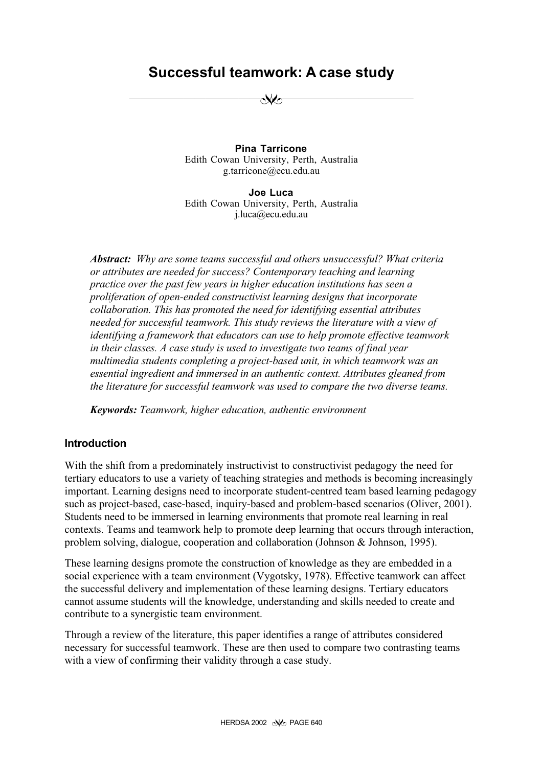# Successful teamwork: A case study

**Pina Tarricone**
Edith Cowan University, Perth, Australia
g.tarricone@ecu.edu.au

**Joe Luca**
Edith Cowan University, Perth, Australia
j.luca@ecu.edu.au

***Abstract:*** *Why are some teams successful and others unsuccessful? What criteria or attributes are needed for success? Contemporary teaching and learning practice over the past few years in higher education institutions has seen a proliferation of open-ended constructivist learning designs that incorporate collaboration. This has promoted the need for identifying essential attributes needed for successful teamwork. This study reviews the literature with a view of identifying a framework that educators can use to help promote effective teamwork in their classes. A case study is used to investigate two teams of final year multimedia students completing a project-based unit, in which teamwork was an essential ingredient and immersed in an authentic context. Attributes gleaned from the literature for successful teamwork was used to compare the two diverse teams.*

***Keywords:*** *Teamwork, higher education, authentic environment*

## Introduction

With the shift from a predominately instructivist to constructivist pedagogy the need for tertiary educators to use a variety of teaching strategies and methods is becoming increasingly important. Learning designs need to incorporate student-centred team based learning pedagogy such as project-based, case-based, inquiry-based and problem-based scenarios (Oliver, 2001). Students need to be immersed in learning environments that promote real learning in real contexts. Teams and teamwork help to promote deep learning that occurs through interaction, problem solving, dialogue, cooperation and collaboration (Johnson & Johnson, 1995).

These learning designs promote the construction of knowledge as they are embedded in a social experience with a team environment (Vygotsky, 1978). Effective teamwork can affect the successful delivery and implementation of these learning designs. Tertiary educators cannot assume students will the knowledge, understanding and skills needed to create and contribute to a synergistic team environment.

Through a review of the literature, this paper identifies a range of attributes considered necessary for successful teamwork. These are then used to compare two contrasting teams with a view of confirming their validity through a case study.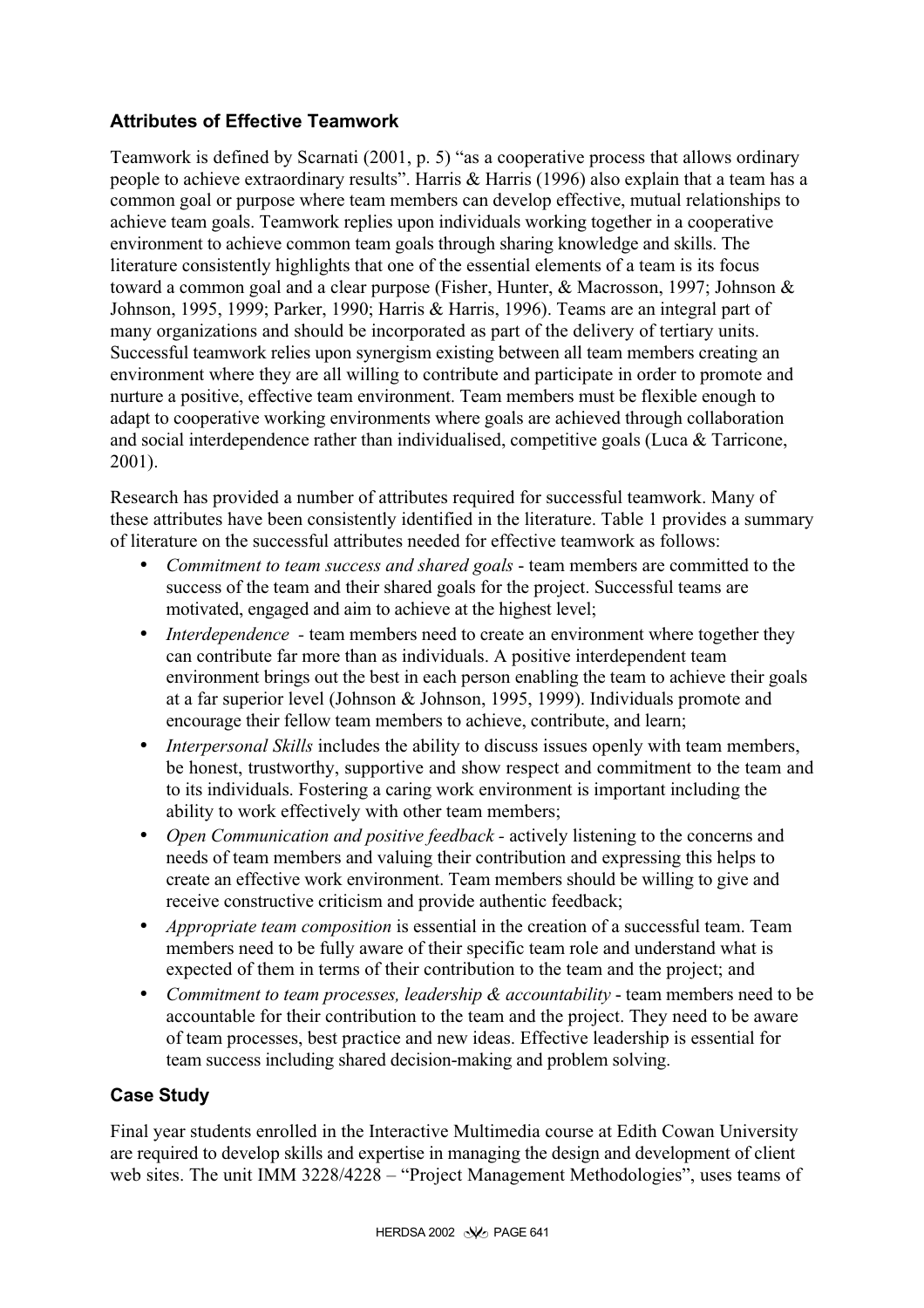## Attributes of Effective Teamwork

Teamwork is defined by Scarnati (2001, p. 5) "as a cooperative process that allows ordinary people to achieve extraordinary results". Harris & Harris (1996) also explain that a team has a common goal or purpose where team members can develop effective, mutual relationships to achieve team goals. Teamwork replies upon individuals working together in a cooperative environment to achieve common team goals through sharing knowledge and skills. The literature consistently highlights that one of the essential elements of a team is its focus toward a common goal and a clear purpose (Fisher, Hunter, & Macrosson, 1997; Johnson & Johnson, 1995, 1999; Parker, 1990; Harris & Harris, 1996). Teams are an integral part of many organizations and should be incorporated as part of the delivery of tertiary units. Successful teamwork relies upon synergism existing between all team members creating an environment where they are all willing to contribute and participate in order to promote and nurture a positive, effective team environment. Team members must be flexible enough to adapt to cooperative working environments where goals are achieved through collaboration and social interdependence rather than individualised, competitive goals (Luca & Tarricone, 2001).

Research has provided a number of attributes required for successful teamwork. Many of these attributes have been consistently identified in the literature. Table 1 provides a summary of literature on the successful attributes needed for effective teamwork as follows:

- *Commitment to team success and shared goals* - team members are committed to the success of the team and their shared goals for the project. Successful teams are motivated, engaged and aim to achieve at the highest level;
- *Interdependence* - team members need to create an environment where together they can contribute far more than as individuals. A positive interdependent team environment brings out the best in each person enabling the team to achieve their goals at a far superior level (Johnson & Johnson, 1995, 1999). Individuals promote and encourage their fellow team members to achieve, contribute, and learn;
- *Interpersonal Skills* includes the ability to discuss issues openly with team members, be honest, trustworthy, supportive and show respect and commitment to the team and to its individuals. Fostering a caring work environment is important including the ability to work effectively with other team members;
- *Open Communication and positive feedback* - actively listening to the concerns and needs of team members and valuing their contribution and expressing this helps to create an effective work environment. Team members should be willing to give and receive constructive criticism and provide authentic feedback;
- *Appropriate team composition* is essential in the creation of a successful team. Team members need to be fully aware of their specific team role and understand what is expected of them in terms of their contribution to the team and the project; and
- *Commitment to team processes, leadership & accountability* - team members need to be accountable for their contribution to the team and the project. They need to be aware of team processes, best practice and new ideas. Effective leadership is essential for team success including shared decision-making and problem solving.

## Case Study

Final year students enrolled in the Interactive Multimedia course at Edith Cowan University are required to develop skills and expertise in managing the design and development of client web sites. The unit IMM 3228/4228 – "Project Management Methodologies", uses teams of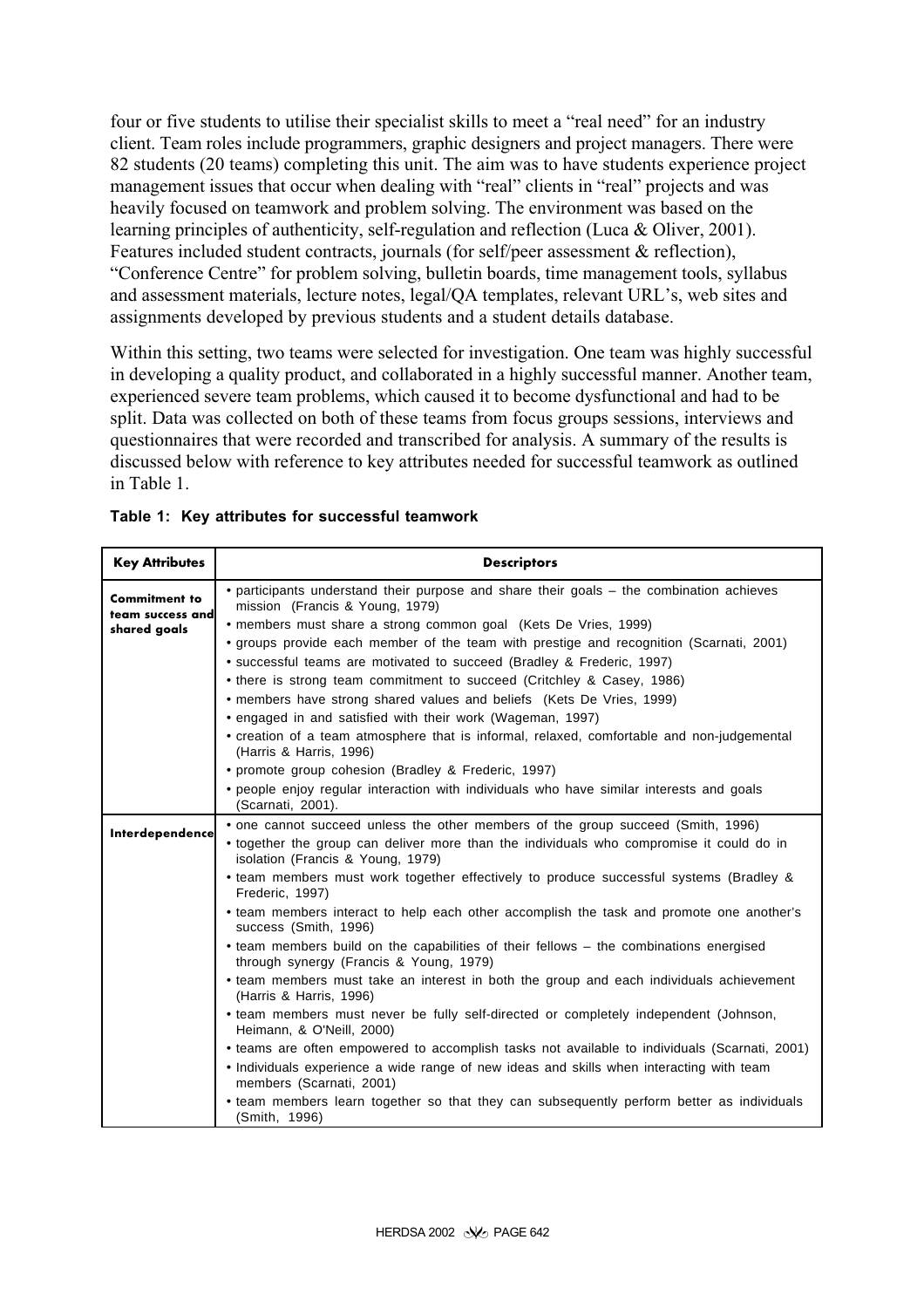four or five students to utilise their specialist skills to meet a "real need" for an industry client. Team roles include programmers, graphic designers and project managers. There were 82 students (20 teams) completing this unit. The aim was to have students experience project management issues that occur when dealing with "real" clients in "real" projects and was heavily focused on teamwork and problem solving. The environment was based on the learning principles of authenticity, self-regulation and reflection (Luca & Oliver, 2001). Features included student contracts, journals (for self/peer assessment & reflection), "Conference Centre" for problem solving, bulletin boards, time management tools, syllabus and assessment materials, lecture notes, legal/QA templates, relevant URL's, web sites and assignments developed by previous students and a student details database.

Within this setting, two teams were selected for investigation. One team was highly successful in developing a quality product, and collaborated in a highly successful manner. Another team, experienced severe team problems, which caused it to become dysfunctional and had to be split. Data was collected on both of these teams from focus groups sessions, interviews and questionnaires that were recorded and transcribed for analysis. A summary of the results is discussed below with reference to key attributes needed for successful teamwork as outlined in Table 1.

**Table 1: Key attributes for successful teamwork**

| Key Attributes | Descriptors |
|---|---|
| **Commitment to team success and shared goals** | • participants understand their purpose and share their goals – the combination achieves mission (Francis & Young, 1979)<br>• members must share a strong common goal (Kets De Vries, 1999)<br>• groups provide each member of the team with prestige and recognition (Scarnati, 2001)<br>• successful teams are motivated to succeed (Bradley & Frederic, 1997)<br>• there is strong team commitment to succeed (Critchley & Casey, 1986)<br>• members have strong shared values and beliefs (Kets De Vries, 1999)<br>• engaged in and satisfied with their work (Wageman, 1997)<br>• creation of a team atmosphere that is informal, relaxed, comfortable and non-judgemental (Harris & Harris, 1996)<br>• promote group cohesion (Bradley & Frederic, 1997)<br>• people enjoy regular interaction with individuals who have similar interests and goals (Scarnati, 2001). |
| **Interdependence** | • one cannot succeed unless the other members of the group succeed (Smith, 1996)<br>• together the group can deliver more than the individuals who compromise it could do in isolation (Francis & Young, 1979)<br>• team members must work together effectively to produce successful systems (Bradley & Frederic, 1997)<br>• team members interact to help each other accomplish the task and promote one another's success (Smith, 1996)<br>• team members build on the capabilities of their fellows – the combinations energised through synergy (Francis & Young, 1979)<br>• team members must take an interest in both the group and each individuals achievement (Harris & Harris, 1996)<br>• team members must never be fully self-directed or completely independent (Johnson, Heimann, & O'Neill, 2000)<br>• teams are often empowered to accomplish tasks not available to individuals (Scarnati, 2001)<br>• Individuals experience a wide range of new ideas and skills when interacting with team members (Scarnati, 2001)<br>• team members learn together so that they can subsequently perform better as individuals (Smith, 1996) |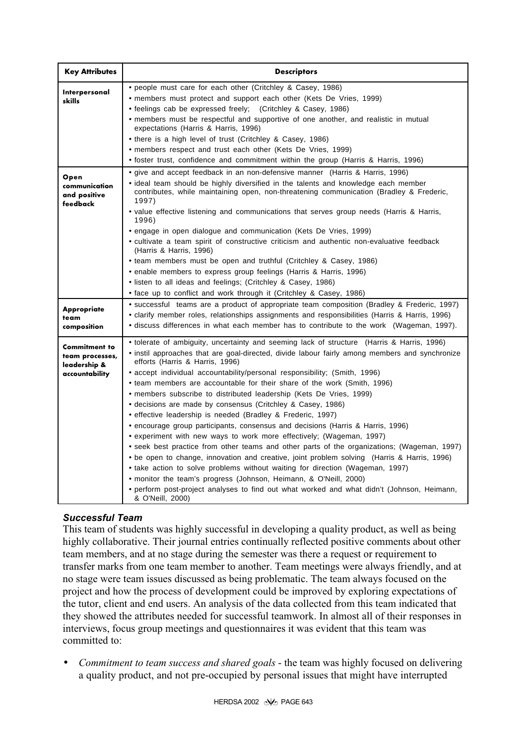| Key Attributes | Descriptors |
|---|---|
| Interpersonal skills | • people must care for each other (Critchley & Casey, 1986)<br>• members must protect and support each other (Kets De Vries, 1999)<br>• feelings cab be expressed freely; (Critchley & Casey, 1986)<br>• members must be respectful and supportive of one another, and realistic in mutual expectations (Harris & Harris, 1996)<br>• there is a high level of trust (Critchley & Casey, 1986)<br>• members respect and trust each other (Kets De Vries, 1999)<br>• foster trust, confidence and commitment within the group (Harris & Harris, 1996) |
| Open communication and positive feedback | • give and accept feedback in an non-defensive manner (Harris & Harris, 1996)<br>• ideal team should be highly diversified in the talents and knowledge each member contributes, while maintaining open, non-threatening communication (Bradley & Frederic, 1997)<br>• value effective listening and communications that serves group needs (Harris & Harris, 1996)<br>• engage in open dialogue and communication (Kets De Vries, 1999)<br>• cultivate a team spirit of constructive criticism and authentic non-evaluative feedback (Harris & Harris, 1996)<br>• team members must be open and truthful (Critchley & Casey, 1986)<br>• enable members to express group feelings (Harris & Harris, 1996)<br>• listen to all ideas and feelings; (Critchley & Casey, 1986)<br>• face up to conflict and work through it (Critchley & Casey, 1986) |
| Appropriate team composition | • successful teams are a product of appropriate team composition (Bradley & Frederic, 1997)<br>• clarify member roles, relationships assignments and responsibilities (Harris & Harris, 1996)<br>• discuss differences in what each member has to contribute to the work (Wageman, 1997). |
| Commitment to team processes, leadership & accountability | • tolerate of ambiguity, uncertainty and seeming lack of structure (Harris & Harris, 1996)<br>• instil approaches that are goal-directed, divide labour fairly among members and synchronize efforts (Harris & Harris, 1996)<br>• accept individual accountability/personal responsibility; (Smith, 1996)<br>• team members are accountable for their share of the work (Smith, 1996)<br>• members subscribe to distributed leadership (Kets De Vries, 1999)<br>• decisions are made by consensus (Critchley & Casey, 1986)<br>• effective leadership is needed (Bradley & Frederic, 1997)<br>• encourage group participants, consensus and decisions (Harris & Harris, 1996)<br>• experiment with new ways to work more effectively; (Wageman, 1997)<br>• seek best practice from other teams and other parts of the organizations; (Wageman, 1997)<br>• be open to change, innovation and creative, joint problem solving (Harris & Harris, 1996)<br>• take action to solve problems without waiting for direction (Wageman, 1997)<br>• monitor the team's progress (Johnson, Heimann, & O'Neill, 2000)<br>• perform post-project analyses to find out what worked and what didn't (Johnson, Heimann, & O'Neill, 2000) |

### *Successful Team*

This team of students was highly successful in developing a quality product, as well as being highly collaborative. Their journal entries continually reflected positive comments about other team members, and at no stage during the semester was there a request or requirement to transfer marks from one team member to another. Team meetings were always friendly, and at no stage were team issues discussed as being problematic. The team always focused on the project and how the process of development could be improved by exploring expectations of the tutor, client and end users. An analysis of the data collected from this team indicated that they showed the attributes needed for successful teamwork. In almost all of their responses in interviews, focus group meetings and questionnaires it was evident that this team was committed to:

- *Commitment to team success and shared goals* - the team was highly focused on delivering a quality product, and not pre-occupied by personal issues that might have interrupted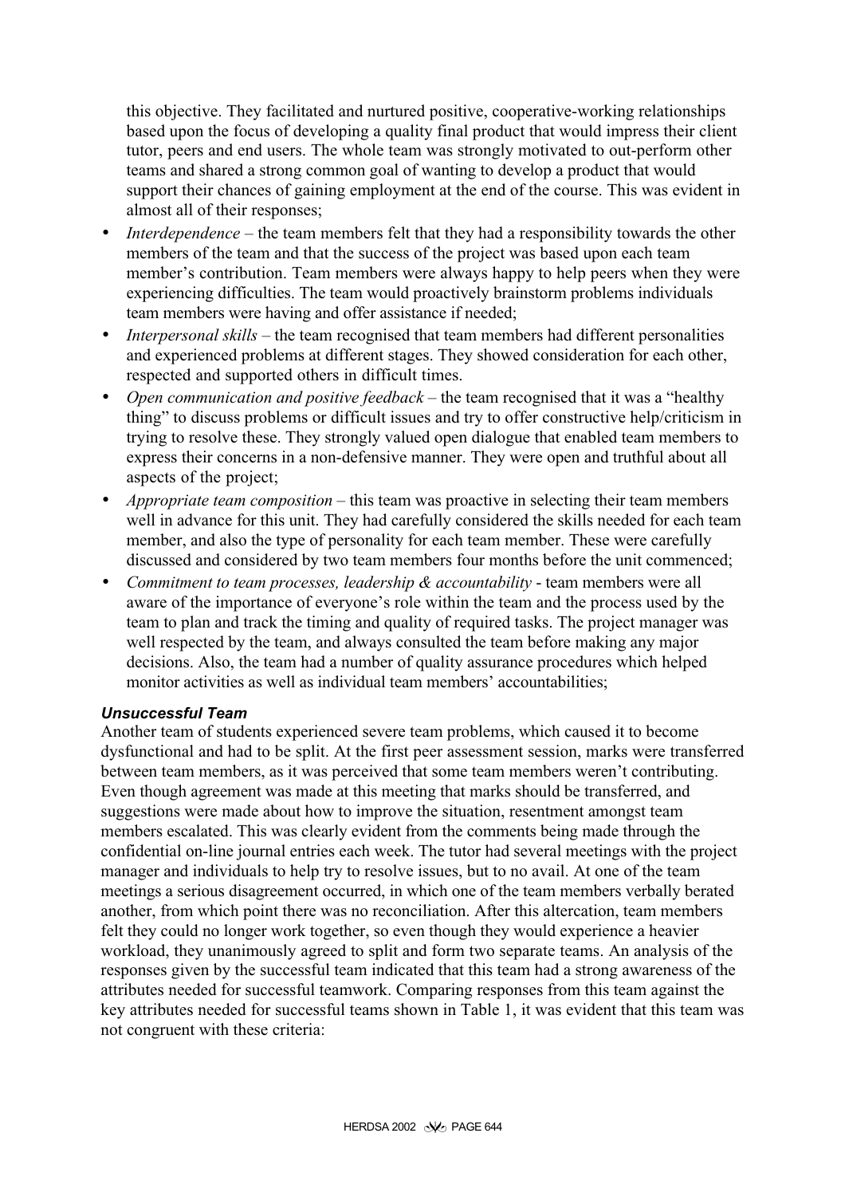this objective. They facilitated and nurtured positive, cooperative-working relationships based upon the focus of developing a quality final product that would impress their client tutor, peers and end users. The whole team was strongly motivated to out-perform other teams and shared a strong common goal of wanting to develop a product that would support their chances of gaining employment at the end of the course. This was evident in almost all of their responses;

- *Interdependence* – the team members felt that they had a responsibility towards the other members of the team and that the success of the project was based upon each team member's contribution. Team members were always happy to help peers when they were experiencing difficulties. The team would proactively brainstorm problems individuals team members were having and offer assistance if needed;
- *Interpersonal skills* – the team recognised that team members had different personalities and experienced problems at different stages. They showed consideration for each other, respected and supported others in difficult times.
- *Open communication and positive feedback* – the team recognised that it was a "healthy thing" to discuss problems or difficult issues and try to offer constructive help/criticism in trying to resolve these. They strongly valued open dialogue that enabled team members to express their concerns in a non-defensive manner. They were open and truthful about all aspects of the project;
- *Appropriate team composition* – this team was proactive in selecting their team members well in advance for this unit. They had carefully considered the skills needed for each team member, and also the type of personality for each team member. These were carefully discussed and considered by two team members four months before the unit commenced;
- *Commitment to team processes, leadership & accountability* - team members were all aware of the importance of everyone's role within the team and the process used by the team to plan and track the timing and quality of required tasks. The project manager was well respected by the team, and always consulted the team before making any major decisions. Also, the team had a number of quality assurance procedures which helped monitor activities as well as individual team members' accountabilities;

### *Unsuccessful Team*

Another team of students experienced severe team problems, which caused it to become dysfunctional and had to be split. At the first peer assessment session, marks were transferred between team members, as it was perceived that some team members weren't contributing. Even though agreement was made at this meeting that marks should be transferred, and suggestions were made about how to improve the situation, resentment amongst team members escalated. This was clearly evident from the comments being made through the confidential on-line journal entries each week. The tutor had several meetings with the project manager and individuals to help try to resolve issues, but to no avail. At one of the team meetings a serious disagreement occurred, in which one of the team members verbally berated another, from which point there was no reconciliation. After this altercation, team members felt they could no longer work together, so even though they would experience a heavier workload, they unanimously agreed to split and form two separate teams. An analysis of the responses given by the successful team indicated that this team had a strong awareness of the attributes needed for successful teamwork. Comparing responses from this team against the key attributes needed for successful teams shown in Table 1, it was evident that this team was not congruent with these criteria: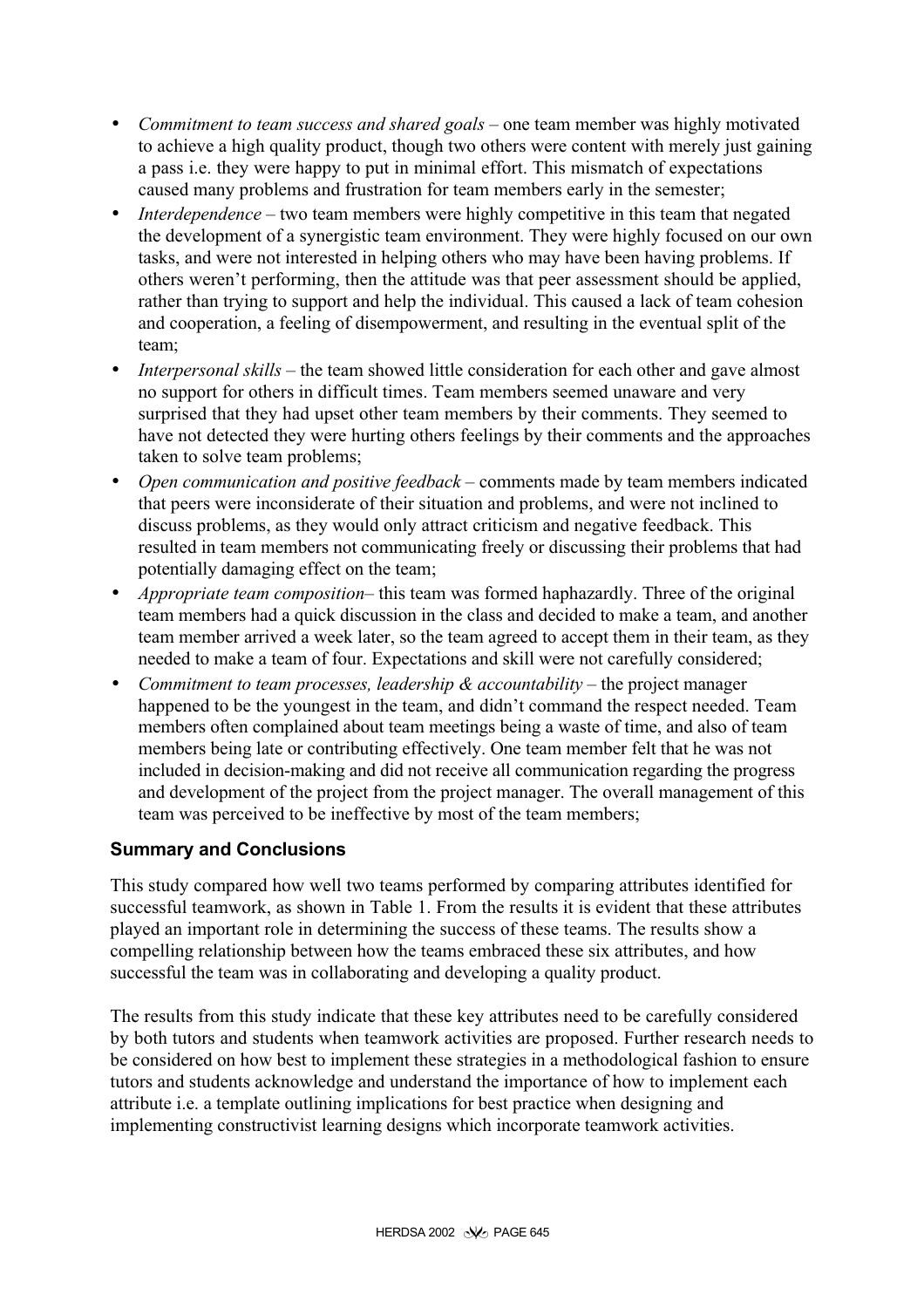- *Commitment to team success and shared goals* – one team member was highly motivated to achieve a high quality product, though two others were content with merely just gaining a pass i.e. they were happy to put in minimal effort. This mismatch of expectations caused many problems and frustration for team members early in the semester;
- *Interdependence* – two team members were highly competitive in this team that negated the development of a synergistic team environment. They were highly focused on our own tasks, and were not interested in helping others who may have been having problems. If others weren't performing, then the attitude was that peer assessment should be applied, rather than trying to support and help the individual. This caused a lack of team cohesion and cooperation, a feeling of disempowerment, and resulting in the eventual split of the team;
- *Interpersonal skills* – the team showed little consideration for each other and gave almost no support for others in difficult times. Team members seemed unaware and very surprised that they had upset other team members by their comments. They seemed to have not detected they were hurting others feelings by their comments and the approaches taken to solve team problems;
- *Open communication and positive feedback* – comments made by team members indicated that peers were inconsiderate of their situation and problems, and were not inclined to discuss problems, as they would only attract criticism and negative feedback. This resulted in team members not communicating freely or discussing their problems that had potentially damaging effect on the team;
- *Appropriate team composition*– this team was formed haphazardly. Three of the original team members had a quick discussion in the class and decided to make a team, and another team member arrived a week later, so the team agreed to accept them in their team, as they needed to make a team of four. Expectations and skill were not carefully considered;
- *Commitment to team processes, leadership & accountability* – the project manager happened to be the youngest in the team, and didn't command the respect needed. Team members often complained about team meetings being a waste of time, and also of team members being late or contributing effectively. One team member felt that he was not included in decision-making and did not receive all communication regarding the progress and development of the project from the project manager. The overall management of this team was perceived to be ineffective by most of the team members;

## Summary and Conclusions

This study compared how well two teams performed by comparing attributes identified for successful teamwork, as shown in Table 1. From the results it is evident that these attributes played an important role in determining the success of these teams. The results show a compelling relationship between how the teams embraced these six attributes, and how successful the team was in collaborating and developing a quality product.

The results from this study indicate that these key attributes need to be carefully considered by both tutors and students when teamwork activities are proposed. Further research needs to be considered on how best to implement these strategies in a methodological fashion to ensure tutors and students acknowledge and understand the importance of how to implement each attribute i.e. a template outlining implications for best practice when designing and implementing constructivist learning designs which incorporate teamwork activities.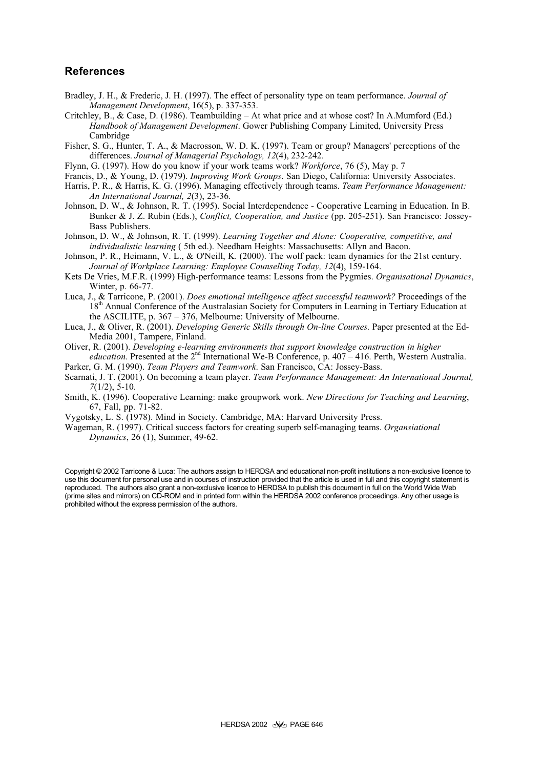## References

Bradley, J. H., & Frederic, J. H. (1997). The effect of personality type on team performance. *Journal of Management Development*, 16(5), p. 337-353.

Critchley, B., & Case, D. (1986). Teambuilding – At what price and at whose cost? In A.Mumford (Ed.) *Handbook of Management Development*. Gower Publishing Company Limited, University Press Cambridge

Fisher, S. G., Hunter, T. A., & Macrosson, W. D. K. (1997). Team or group? Managers' perceptions of the differences. *Journal of Managerial Psychology, 12*(4), 232-242.

Flynn, G. (1997). How do you know if your work teams work? *Workforce*, 76 (5), May p. 7

Francis, D., & Young, D. (1979). *Improving Work Groups*. San Diego, California: University Associates.

Harris, P. R., & Harris, K. G. (1996). Managing effectively through teams. *Team Performance Management: An International Journal, 2*(3), 23-36.

Johnson, D. W., & Johnson, R. T. (1995). Social Interdependence - Cooperative Learning in Education. In B. Bunker & J. Z. Rubin (Eds.), *Conflict, Cooperation, and Justice* (pp. 205-251). San Francisco: Jossey-Bass Publishers.

Johnson, D. W., & Johnson, R. T. (1999). *Learning Together and Alone: Cooperative, competitive, and individualistic learning* ( 5th ed.). Needham Heights: Massachusetts: Allyn and Bacon.

Johnson, P. R., Heimann, V. L., & O'Neill, K. (2000). The wolf pack: team dynamics for the 21st century. *Journal of Workplace Learning: Employee Counselling Today, 12*(4), 159-164.

Kets De Vries, M.F.R. (1999) High-performance teams: Lessons from the Pygmies. *Organisational Dynamics*, Winter, p. 66-77.

Luca, J., & Tarricone, P. (2001). *Does emotional intelligence affect successful teamwork?* Proceedings of the 18th Annual Conference of the Australasian Society for Computers in Learning in Tertiary Education at the ASCILITE, p. 367 – 376, Melbourne: University of Melbourne.

Luca, J., & Oliver, R. (2001). *Developing Generic Skills through On-line Courses.* Paper presented at the Ed-Media 2001, Tampere, Finland.

Oliver, R. (2001). *Developing e-learning environments that support knowledge construction in higher education*. Presented at the 2nd International We-B Conference, p. 407 – 416. Perth, Western Australia.

Parker, G. M. (1990). *Team Players and Teamwork*. San Francisco, CA: Jossey-Bass.

Scarnati, J. T. (2001). On becoming a team player. *Team Performance Management: An International Journal, 7*(1/2), 5-10.

Smith, K. (1996). Cooperative Learning: make groupwork work. *New Directions for Teaching and Learning*, 67, Fall, pp. 71-82.

Vygotsky, L. S. (1978). Mind in Society. Cambridge, MA: Harvard University Press.

Wageman, R. (1997). Critical success factors for creating superb self-managing teams. *Organsiational Dynamics*, 26 (1), Summer, 49-62.

Copyright © 2002 Tarricone & Luca: The authors assign to HERDSA and educational non-profit institutions a non-exclusive licence to use this document for personal use and in courses of instruction provided that the article is used in full and this copyright statement is reproduced. The authors also grant a non-exclusive licence to HERDSA to publish this document in full on the World Wide Web (prime sites and mirrors) on CD-ROM and in printed form within the HERDSA 2002 conference proceedings. Any other usage is prohibited without the express permission of the authors.